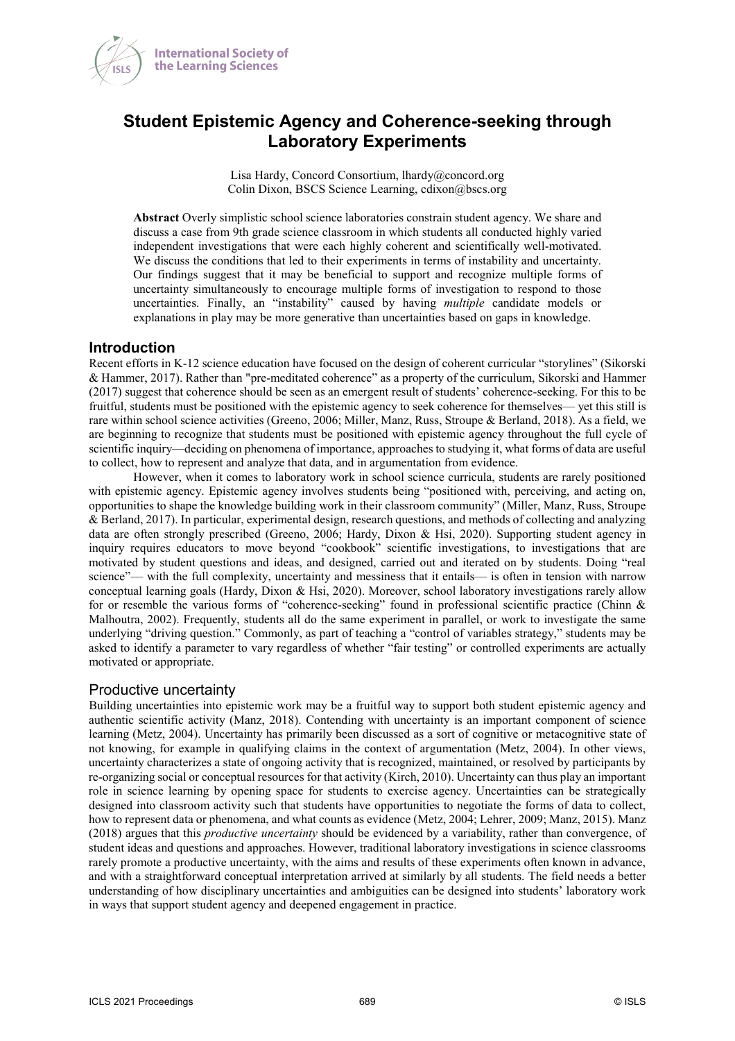# Student Epistemic Agency and Coherence-seeking through Laboratory Experiments

Lisa Hardy, Concord Consortium, lhardy@concord.org
Colin Dixon, BSCS Science Learning, cdixon@bscs.org

**Abstract** Overly simplistic school science laboratories constrain student agency. We share and discuss a case from 9th grade science classroom in which students all conducted highly varied independent investigations that were each highly coherent and scientifically well-motivated. We discuss the conditions that led to their experiments in terms of instability and uncertainty. Our findings suggest that it may be beneficial to support and recognize multiple forms of uncertainty simultaneously to encourage multiple forms of investigation to respond to those uncertainties. Finally, an "instability" caused by having *multiple* candidate models or explanations in play may be more generative than uncertainties based on gaps in knowledge.

## Introduction

Recent efforts in K-12 science education have focused on the design of coherent curricular "storylines" (Sikorski & Hammer, 2017). Rather than "pre-meditated coherence" as a property of the curriculum, Sikorski and Hammer (2017) suggest that coherence should be seen as an emergent result of students' coherence-seeking. For this to be fruitful, students must be positioned with the epistemic agency to seek coherence for themselves— yet this still is rare within school science activities (Greeno, 2006; Miller, Manz, Russ, Stroupe & Berland, 2018). As a field, we are beginning to recognize that students must be positioned with epistemic agency throughout the full cycle of scientific inquiry—deciding on phenomena of importance, approaches to studying it, what forms of data are useful to collect, how to represent and analyze that data, and in argumentation from evidence.

However, when it comes to laboratory work in school science curricula, students are rarely positioned with epistemic agency. Epistemic agency involves students being "positioned with, perceiving, and acting on, opportunities to shape the knowledge building work in their classroom community" (Miller, Manz, Russ, Stroupe & Berland, 2017). In particular, experimental design, research questions, and methods of collecting and analyzing data are often strongly prescribed (Greeno, 2006; Hardy, Dixon & Hsi, 2020). Supporting student agency in inquiry requires educators to move beyond "cookbook" scientific investigations, to investigations that are motivated by student questions and ideas, and designed, carried out and iterated on by students. Doing "real science"— with the full complexity, uncertainty and messiness that it entails— is often in tension with narrow conceptual learning goals (Hardy, Dixon & Hsi, 2020). Moreover, school laboratory investigations rarely allow for or resemble the various forms of "coherence-seeking" found in professional scientific practice (Chinn & Malhoutra, 2002). Frequently, students all do the same experiment in parallel, or work to investigate the same underlying "driving question." Commonly, as part of teaching a "control of variables strategy," students may be asked to identify a parameter to vary regardless of whether "fair testing" or controlled experiments are actually motivated or appropriate.

### Productive uncertainty

Building uncertainties into epistemic work may be a fruitful way to support both student epistemic agency and authentic scientific activity (Manz, 2018). Contending with uncertainty is an important component of science learning (Metz, 2004). Uncertainty has primarily been discussed as a sort of cognitive or metacognitive state of not knowing, for example in qualifying claims in the context of argumentation (Metz, 2004). In other views, uncertainty characterizes a state of ongoing activity that is recognized, maintained, or resolved by participants by re-organizing social or conceptual resources for that activity (Kirch, 2010). Uncertainty can thus play an important role in science learning by opening space for students to exercise agency. Uncertainties can be strategically designed into classroom activity such that students have opportunities to negotiate the forms of data to collect, how to represent data or phenomena, and what counts as evidence (Metz, 2004; Lehrer, 2009; Manz, 2015). Manz (2018) argues that this *productive uncertainty* should be evidenced by a variability, rather than convergence, of student ideas and questions and approaches. However, traditional laboratory investigations in science classrooms rarely promote a productive uncertainty, with the aims and results of these experiments often known in advance, and with a straightforward conceptual interpretation arrived at similarly by all students. The field needs a better understanding of how disciplinary uncertainties and ambiguities can be designed into students' laboratory work in ways that support student agency and deepened engagement in practice.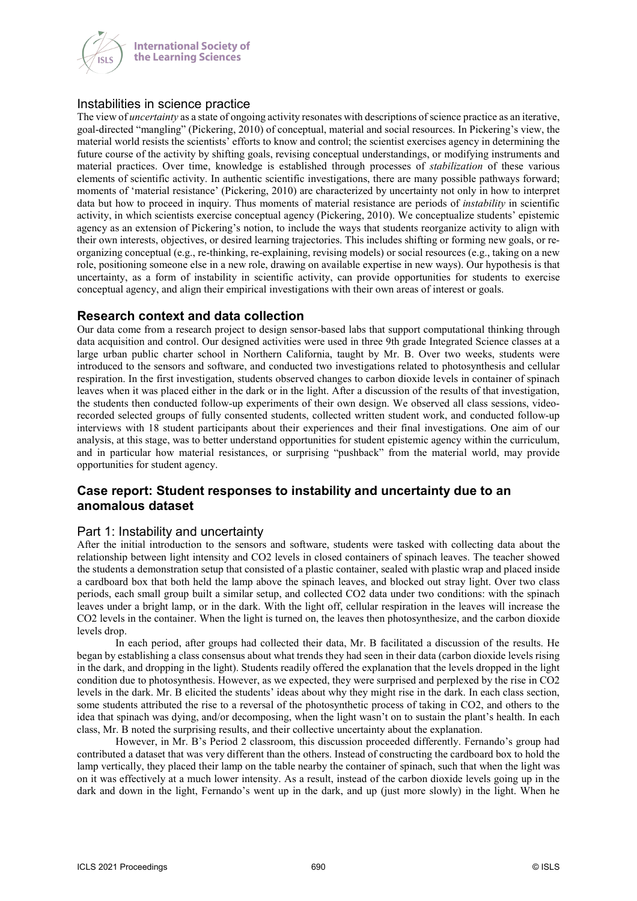## Instabilities in science practice

The view of *uncertainty* as a state of ongoing activity resonates with descriptions of science practice as an iterative, goal-directed "mangling" (Pickering, 2010) of conceptual, material and social resources. In Pickering's view, the material world resists the scientists' efforts to know and control; the scientist exercises agency in determining the future course of the activity by shifting goals, revising conceptual understandings, or modifying instruments and material practices. Over time, knowledge is established through processes of *stabilization* of these various elements of scientific activity. In authentic scientific investigations, there are many possible pathways forward; moments of 'material resistance' (Pickering, 2010) are characterized by uncertainty not only in how to interpret data but how to proceed in inquiry. Thus moments of material resistance are periods of *instability* in scientific activity, in which scientists exercise conceptual agency (Pickering, 2010). We conceptualize students' epistemic agency as an extension of Pickering's notion, to include the ways that students reorganize activity to align with their own interests, objectives, or desired learning trajectories. This includes shifting or forming new goals, or re-organizing conceptual (e.g., re-thinking, re-explaining, revising models) or social resources (e.g., taking on a new role, positioning someone else in a new role, drawing on available expertise in new ways). Our hypothesis is that uncertainty, as a form of instability in scientific activity, can provide opportunities for students to exercise conceptual agency, and align their empirical investigations with their own areas of interest or goals.

# Research context and data collection

Our data come from a research project to design sensor-based labs that support computational thinking through data acquisition and control. Our designed activities were used in three 9th grade Integrated Science classes at a large urban public charter school in Northern California, taught by Mr. B. Over two weeks, students were introduced to the sensors and software, and conducted two investigations related to photosynthesis and cellular respiration. In the first investigation, students observed changes to carbon dioxide levels in container of spinach leaves when it was placed either in the dark or in the light. After a discussion of the results of that investigation, the students then conducted follow-up experiments of their own design. We observed all class sessions, video-recorded selected groups of fully consented students, collected written student work, and conducted follow-up interviews with 18 student participants about their experiences and their final investigations. One aim of our analysis, at this stage, was to better understand opportunities for student epistemic agency within the curriculum, and in particular how material resistances, or surprising "pushback" from the material world, may provide opportunities for student agency.

# Case report: Student responses to instability and uncertainty due to an anomalous dataset

## Part 1: Instability and uncertainty

After the initial introduction to the sensors and software, students were tasked with collecting data about the relationship between light intensity and $CO_2$ levels in closed containers of spinach leaves. The teacher showed the students a demonstration setup that consisted of a plastic container, sealed with plastic wrap and placed inside a cardboard box that both held the lamp above the spinach leaves, and blocked out stray light. Over two class periods, each small group built a similar setup, and collected $CO_2$ data under two conditions: with the spinach leaves under a bright lamp, or in the dark. With the light off, cellular respiration in the leaves will increase the $CO_2$ levels in the container. When the light is turned on, the leaves then photosynthesize, and the carbon dioxide levels drop.

In each period, after groups had collected their data, Mr. B facilitated a discussion of the results. He began by establishing a class consensus about what trends they had seen in their data (carbon dioxide levels rising in the dark, and dropping in the light). Students readily offered the explanation that the levels dropped in the light condition due to photosynthesis. However, as we expected, they were surprised and perplexed by the rise in $CO_2$ levels in the dark. Mr. B elicited the students' ideas about why they might rise in the dark. In each class section, some students attributed the rise to a reversal of the photosynthetic process of taking in $CO_2$, and others to the idea that spinach was dying, and/or decomposing, when the light wasn't on to sustain the plant's health. In each class, Mr. B noted the surprising results, and their collective uncertainty about the explanation.

However, in Mr. B's Period 2 classroom, this discussion proceeded differently. Fernando's group had contributed a dataset that was very different than the others. Instead of constructing the cardboard box to hold the lamp vertically, they placed their lamp on the table nearby the container of spinach, such that when the light was on it was effectively at a much lower intensity. As a result, instead of the carbon dioxide levels going up in the dark and down in the light, Fernando's went up in the dark, and up (just more slowly) in the light. When he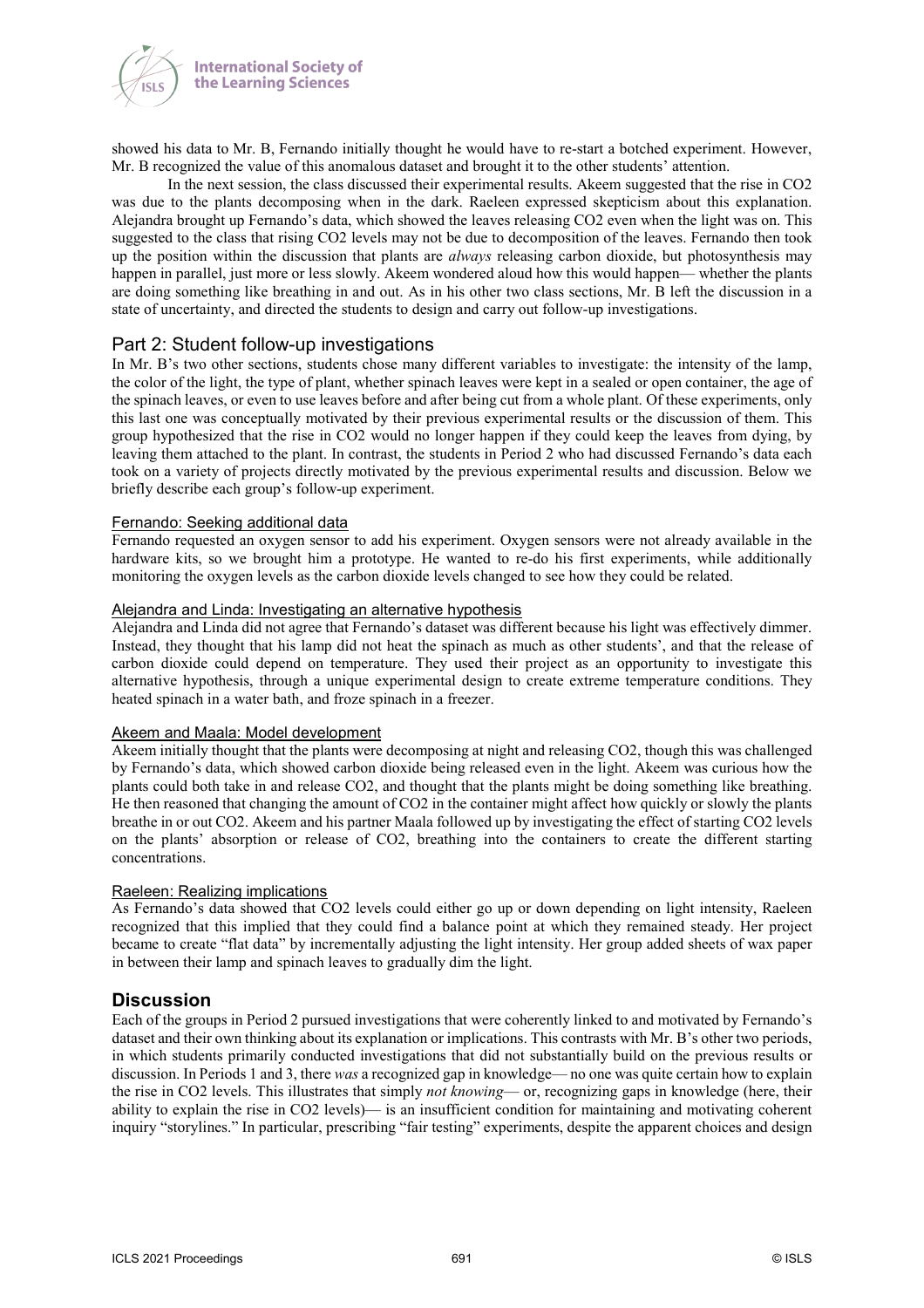showed his data to Mr. B, Fernando initially thought he would have to re-start a botched experiment. However, Mr. B recognized the value of this anomalous dataset and brought it to the other students' attention.

In the next session, the class discussed their experimental results. Akeem suggested that the rise in $CO_2$ was due to the plants decomposing when in the dark. Raeleen expressed skepticism about this explanation. Alejandra brought up Fernando's data, which showed the leaves releasing $CO_2$ even when the light was on. This suggested to the class that rising $CO_2$ levels may not be due to decomposition of the leaves. Fernando then took up the position within the discussion that plants are *always* releasing carbon dioxide, but photosynthesis may happen in parallel, just more or less slowly. Akeem wondered aloud how this would happen— whether the plants are doing something like breathing in and out. As in his other two class sections, Mr. B left the discussion in a state of uncertainty, and directed the students to design and carry out follow-up investigations.

## Part 2: Student follow-up investigations

In Mr. B's two other sections, students chose many different variables to investigate: the intensity of the lamp, the color of the light, the type of plant, whether spinach leaves were kept in a sealed or open container, the age of the spinach leaves, or even to use leaves before and after being cut from a whole plant. Of these experiments, only this last one was conceptually motivated by their previous experimental results or the discussion of them. This group hypothesized that the rise in $CO_2$ would no longer happen if they could keep the leaves from dying, by leaving them attached to the plant. In contrast, the students in Period 2 who had discussed Fernando's data each took on a variety of projects directly motivated by the previous experimental results and discussion. Below we briefly describe each group's follow-up experiment.

### Fernando: Seeking additional data

Fernando requested an oxygen sensor to add his experiment. Oxygen sensors were not already available in the hardware kits, so we brought him a prototype. He wanted to re-do his first experiments, while additionally monitoring the oxygen levels as the carbon dioxide levels changed to see how they could be related.

### Alejandra and Linda: Investigating an alternative hypothesis

Alejandra and Linda did not agree that Fernando's dataset was different because his light was effectively dimmer. Instead, they thought that his lamp did not heat the spinach as much as other students', and that the release of carbon dioxide could depend on temperature. They used their project as an opportunity to investigate this alternative hypothesis, through a unique experimental design to create extreme temperature conditions. They heated spinach in a water bath, and froze spinach in a freezer.

### Akeem and Maala: Model development

Akeem initially thought that the plants were decomposing at night and releasing $CO_2$, though this was challenged by Fernando's data, which showed carbon dioxide being released even in the light. Akeem was curious how the plants could both take in and release $CO_2$, and thought that the plants might be doing something like breathing. He then reasoned that changing the amount of $CO_2$ in the container might affect how quickly or slowly the plants breathe in or out $CO_2$. Akeem and his partner Maala followed up by investigating the effect of starting $CO_2$ levels on the plants' absorption or release of $CO_2$, breathing into the containers to create the different starting concentrations.

### Raeleen: Realizing implications

As Fernando's data showed that $CO_2$ levels could either go up or down depending on light intensity, Raeleen recognized that this implied that they could find a balance point at which they remained steady. Her project became to create "flat data" by incrementally adjusting the light intensity. Her group added sheets of wax paper in between their lamp and spinach leaves to gradually dim the light.

## Discussion

Each of the groups in Period 2 pursued investigations that were coherently linked to and motivated by Fernando's dataset and their own thinking about its explanation or implications. This contrasts with Mr. B's other two periods, in which students primarily conducted investigations that did not substantially build on the previous results or discussion. In Periods 1 and 3, there *was* a recognized gap in knowledge— no one was quite certain how to explain the rise in $CO_2$ levels. This illustrates that simply *not knowing*— or, recognizing gaps in knowledge (here, their ability to explain the rise in $CO_2$ levels)— is an insufficient condition for maintaining and motivating coherent inquiry "storylines." In particular, prescribing "fair testing" experiments, despite the apparent choices and design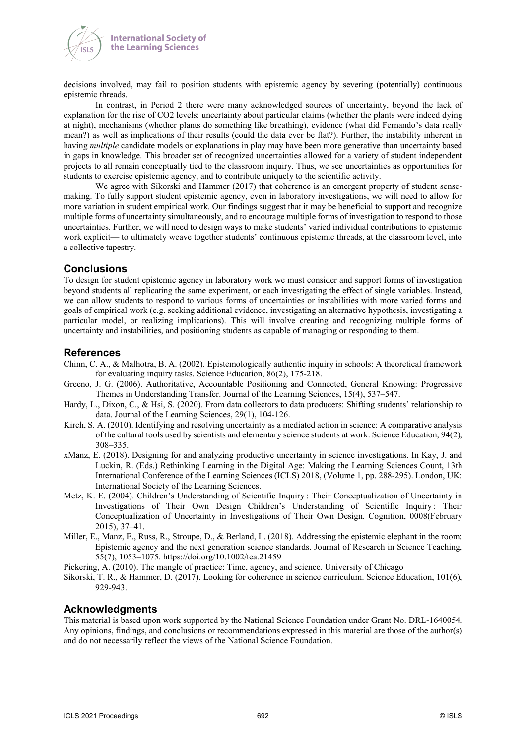decisions involved, may fail to position students with epistemic agency by severing (potentially) continuous epistemic threads.

In contrast, in Period 2 there were many acknowledged sources of uncertainty, beyond the lack of explanation for the rise of $CO_2$ levels: uncertainty about particular claims (whether the plants were indeed dying at night), mechanisms (whether plants do something like breathing), evidence (what did Fernando's data really mean?) as well as implications of their results (could the data ever be flat?). Further, the instability inherent in having *multiple* candidate models or explanations in play may have been more generative than uncertainty based in gaps in knowledge. This broader set of recognized uncertainties allowed for a variety of student independent projects to all remain conceptually tied to the classroom inquiry. Thus, we see uncertainties as opportunities for students to exercise epistemic agency, and to contribute uniquely to the scientific activity.

We agree with Sikorski and Hammer (2017) that coherence is an emergent property of student sense-making. To fully support student epistemic agency, even in laboratory investigations, we will need to allow for more variation in student empirical work. Our findings suggest that it may be beneficial to support and recognize multiple forms of uncertainty simultaneously, and to encourage multiple forms of investigation to respond to those uncertainties. Further, we will need to design ways to make students' varied individual contributions to epistemic work explicit— to ultimately weave together students' continuous epistemic threads, at the classroom level, into a collective tapestry.

## Conclusions

To design for student epistemic agency in laboratory work we must consider and support forms of investigation beyond students all replicating the same experiment, or each investigating the effect of single variables. Instead, we can allow students to respond to various forms of uncertainties or instabilities with more varied forms and goals of empirical work (e.g. seeking additional evidence, investigating an alternative hypothesis, investigating a particular model, or realizing implications). This will involve creating and recognizing multiple forms of uncertainty and instabilities, and positioning students as capable of managing or responding to them.

## References

Chinn, C. A., & Malhotra, B. A. (2002). Epistemologically authentic inquiry in schools: A theoretical framework for evaluating inquiry tasks. Science Education, 86(2), 175-218.

Greeno, J. G. (2006). Authoritative, Accountable Positioning and Connected, General Knowing: Progressive Themes in Understanding Transfer. Journal of the Learning Sciences, 15(4), 537–547.

Hardy, L., Dixon, C., & Hsi, S. (2020). From data collectors to data producers: Shifting students' relationship to data. Journal of the Learning Sciences, 29(1), 104-126.

Kirch, S. A. (2010). Identifying and resolving uncertainty as a mediated action in science: A comparative analysis of the cultural tools used by scientists and elementary science students at work. Science Education, 94(2), 308–335.

xManz, E. (2018). Designing for and analyzing productive uncertainty in science investigations. In Kay, J. and Luckin, R. (Eds.) Rethinking Learning in the Digital Age: Making the Learning Sciences Count, 13th International Conference of the Learning Sciences (ICLS) 2018, (Volume 1, pp. 288-295). London, UK: International Society of the Learning Sciences.

Metz, K. E. (2004). Children's Understanding of Scientific Inquiry : Their Conceptualization of Uncertainty in Investigations of Their Own Design Children's Understanding of Scientific Inquiry : Their Conceptualization of Uncertainty in Investigations of Their Own Design. Cognition, 0008(February 2015), 37–41.

Miller, E., Manz, E., Russ, R., Stroupe, D., & Berland, L. (2018). Addressing the epistemic elephant in the room: Epistemic agency and the next generation science standards. Journal of Research in Science Teaching, 55(7), 1053–1075. https://doi.org/10.1002/tea.21459

Pickering, A. (2010). The mangle of practice: Time, agency, and science. University of Chicago

Sikorski, T. R., & Hammer, D. (2017). Looking for coherence in science curriculum. Science Education, 101(6), 929-943.

## Acknowledgments

This material is based upon work supported by the National Science Foundation under Grant No. DRL-1640054. Any opinions, findings, and conclusions or recommendations expressed in this material are those of the author(s) and do not necessarily reflect the views of the National Science Foundation.